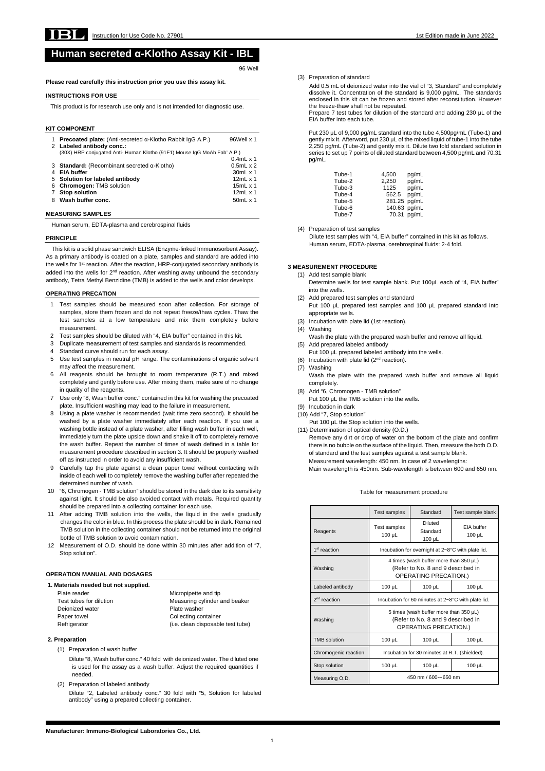# Human secreted α-Klotho Assay Kit - IBL

96 Well

**Please read carefully this instruction prior you use this assay kit.**

## INSTRUCTIONS FOR USE

This product is for research use only and is not intended for diagnostic use.

## KIT COMPONENT

| | | |
|---|---|---|
| 1 | **Precoated plate:** (Anti-secreted α-Klotho Rabbit IgG A.P.) | 96Well x 1 |
| 2 | **Labeled antibody conc.:** (30X) HRP conjugated Anti- Human Klotho (91F1) Mouse IgG MoAb Fab' A.P.) | 0.4mL x 1 |
| 3 | **Standard:** (Recombinant secreted α-Klotho) | 0.5mL x 2 |
| 4 | **EIA buffer** | 30mL x 1 |
| 5 | **Solution for labeled antibody** | 12mL x 1 |
| 6 | **Chromogen:** TMB solution | 15mL x 1 |
| 7 | **Stop solution** | 12mL x 1 |
| 8 | **Wash buffer conc.** | 50mL x 1 |

## MEASURING SAMPLES

Human serum, EDTA-plasma and cerebrospinal fluids

## PRINCIPLE

This kit is a solid phase sandwich ELISA (Enzyme-linked Immunosorbent Assay). As a primary antibody is coated on a plate, samples and standard are added into the wells for 1st reaction. After the reaction, HRP-conjugated secondary antibody is added into the wells for 2nd reaction. After washing away unbound the secondary antibody, Tetra Methyl Benzidine (TMB) is added to the wells and color develops.

## OPERATING PRECATION

1. Test samples should be measured soon after collection. For storage of samples, store them frozen and do not repeat freeze/thaw cycles. Thaw the test samples at a low temperature and mix them completely before measurement.
2. Test samples should be diluted with "4, EIA buffer" contained in this kit.
3. Duplicate measurement of test samples and standards is recommended.
4. Standard curve should run for each assay.
5. Use test samples in neutral pH range. The contaminations of organic solvent may affect the measurement.
6. All reagents should be brought to room temperature (R.T.) and mixed completely and gently before use. After mixing them, make sure of no change in quality of the reagents.
7. Use only "8, Wash buffer conc." contained in this kit for washing the precoated plate. Insufficient washing may lead to the failure in measurement.
8. Using a plate washer is recommended (wait time zero second). It should be washed by a plate washer immediately after each reaction. If you use a washing bottle instead of a plate washer, after filling wash buffer in each well, immediately turn the plate upside down and shake it off to completely remove the wash buffer. Repeat the number of times of wash defined in a table for measurement procedure described in section 3. It should be properly washed off as instructed in order to avoid any insufficient wash.
9. Carefully tap the plate against a clean paper towel without contacting with inside of each well to completely remove the washing buffer after repeated the determined number of wash.
10. "6, Chromogen - TMB solution" should be stored in the dark due to its sensitivity against light. It should be also avoided contact with metals. Required quantity should be prepared into a collecting container for each use.
11. After adding TMB solution into the wells, the liquid in the wells gradually changes the color in blue. In this process the plate should be in dark. Remained TMB solution in the collecting container should not be returned into the original bottle of TMB solution to avoid contamination.
12. Measurement of O.D. should be done within 30 minutes after addition of "7, Stop solution".

## OPERATION MANUAL AND DOSAGES

### 1. Materials needed but not supplied.

| | |
|---|---|
| Plate reader | Micropipette and tip |
| Test tubes for dilution | Measuring cylinder and beaker |
| Deionized water | Plate washer |
| Paper towel | Collecting container |
| Refrigerator | (i.e. clean disposable test tube) |

### 2. Preparation

(1) Preparation of wash buffer

Dilute "8, Wash buffer conc." 40 fold with deionized water. The diluted one is used for the assay as a wash buffer. Adjust the required quantities if needed.

(2) Preparation of labeled antibody

Dilute "2, Labeled antibody conc." 30 fold with "5, Solution for labeled antibody" using a prepared collecting container.

(3) Preparation of standard

Add 0.5 mL of deionized water into the vial of "3, Standard" and completely dissolve it. Concentration of the standard is 9,000 pg/mL. The standards enclosed in this kit can be frozen and stored after reconstitution. However the freeze-thaw shall not be repeated.
Prepare 7 test tubes for dilution of the standard and adding 230 μL of the EIA buffer into each tube.

Put 230 μL of 9,000 pg/mL standard into the tube 4,500pg/mL (Tube-1) and gently mix it. Afterword, put 230 μL of the mixed liquid of tube-1 into the tube 2,250 pg/mL (Tube-2) and gently mix it. Dilute two fold standard solution in series to set up 7 points of diluted standard between 4,500 pg/mL and 70.31 pg/mL.

| | |
|---|---|
| Tube-1 | 4,500 pg/mL |
| Tube-2 | 2,250 pg/mL |
| Tube-3 | 1125 pg/mL |
| Tube-4 | 562.5 pg/mL |
| Tube-5 | 281.25 pg/mL |
| Tube-6 | 140.63 pg/mL |
| Tube-7 | 70.31 pg/mL |

(4) Preparation of test samples

Dilute test samples with "4, EIA buffer" contained in this kit as follows.
Human serum, EDTA-plasma, cerebrospinal fluids: 2-4 fold.

### 3 MEASUREMENT PROCEDURE

(1) Add test sample blank
Determine wells for test sample blank. Put 100μL each of "4, EIA buffer" into the wells.
(2) Add prepared test samples and standard
Put 100 μL prepared test samples and 100 μL prepared standard into appropriate wells.
(3) Incubation with plate lid (1st reaction).
(4) Washing
Wash the plate with the prepared wash buffer and remove all liquid.
(5) Add prepared labeled antibody
Put 100 μL prepared labeled antibody into the wells.
(6) Incubation with plate lid (2nd reaction).
(7) Washing
Wash the plate with the prepared wash buffer and remove all liquid completely.
(8) Add "6, Chromogen - TMB solution"
Put 100 μL the TMB solution into the wells.
(9) Incubation in dark
(10) Add "7, Stop solution"
Put 100 μL the Stop solution into the wells.
(11) Determination of optical density (O.D.)
Remove any dirt or drop of water on the bottom of the plate and confirm there is no bubble on the surface of the liquid. Then, measure the both O.D. of standard and the test samples against a test sample blank.
Measurement wavelength: 450 nm. In case of 2 wavelengths:
Main wavelength is 450nm. Sub-wavelength is between 600 and 650 nm.

Table for measurement procedure

| | Test samples | Standard | Test sample blank |
|---|---|---|---|
| Reagents | Test samples 100 μL | Diluted Standard 100 μL | EIA buffer 100 μL |
| 1st reaction | Incubation for overnight at 2~8°C with plate lid. | | |
| Washing | 4 times (wash buffer more than 350 μL) (Refer to No. 8 and 9 described in OPERATING PRECATION.) | | |
| Labeled antibody | 100 μL | 100 μL | 100 μL |
| 2nd reaction | Incubation for 60 minutes at 2~8°C with plate lid. | | |
| Washing | 5 times (wash buffer more than 350 μL) (Refer to No. 8 and 9 described in OPERATING PRECATION.) | | |
| TMB solution | 100 μL | 100 μL | 100 μL |
| Chromogenic reaction | Incubation for 30 minutes at R.T. (shielded). | | |
| Stop solution | 100 μL | 100 μL | 100 μL |
| Measuring O.D. | 450 nm / 600～650 nm | | |

**Manufacturer: Immuno-Biological Laboratories Co., Ltd.**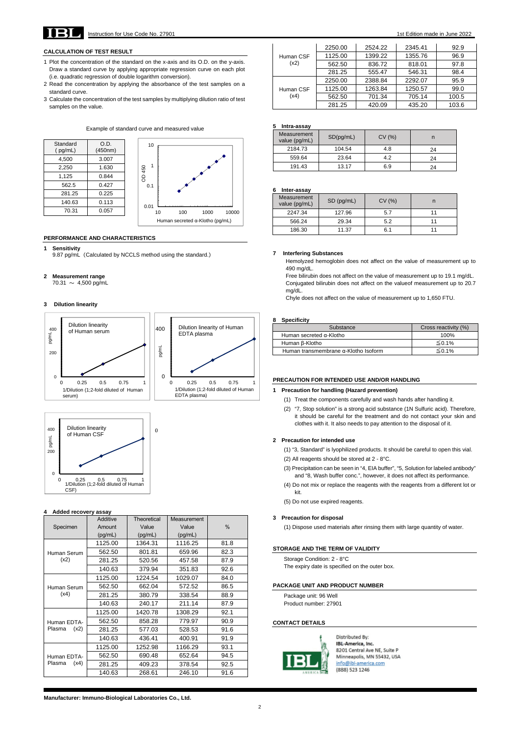## CALCULATION OF TEST RESULT

1. Plot the concentration of the standard on the x-axis and its O.D. on the y-axis. Draw a standard curve by applying appropriate regression curve on each plot (i.e. quadratic regression of double logarithm conversion).
2. Read the concentration by applying the absorbance of the test samples on a standard curve.
3. Calculate the concentration of the test samples by multiplying dilution ratio of test samples on the value.

Example of standard curve and measured value

| Standard ( pg/mL) | O.D. (450nm) |
|---|---|
| 4,500 | 3.007 |
| 2,250 | 1.630 |
| 1,125 | 0.844 |
| 562.5 | 0.427 |
| 281.25 | 0.225 |
| 140.63 | 0.113 |
| 70.31 | 0.057 |

10
1
0.1
0.01
OD 450
10 100 1000 10000
Human secreted α-Klotho (pg/mL)

## PERFORMANCE AND CHARACTERISTICS

**1 Sensitivity**

9.87 pg/mL（Calculated by NCCLS method using the standard.）

**2 Measurement range**

70.31 ～ 4,500 pg/mL

**3 Dilution linearity**

Dilution linearity of Human serum
400
200
0
pg/mL
0 0.25 0.5 0.75 1
1/Dilution (1;2-fold diluted of Human serum)

Dilution linearity of Human EDTA plasma
400
0
pg/mL
0 0.25 0.5 0.75 1
1/Dilution (1;2-fold diluted of Human EDTA plasma)

Dilution linearity of Human CSF
400
200
0
pg/mL
0 0.25 0.5 0.75 1
1/Dilution (1;2-fold diluted of Human CSF)

**4 Added recovery assay**

| Specimen | Additive Amount (pg/mL) | Theoretical Value (pg/mL) | Measurement Value (pg/mL) | % |
|---|---|---|---|---|
| Human Serum (x2) | 1125.00 | 1364.31 | 1116.25 | 81.8 |
| | 562.50 | 801.81 | 659.96 | 82.3 |
| | 281.25 | 520.56 | 457.58 | 87.9 |
| | 140.63 | 379.94 | 351.83 | 92.6 |
| Human Serum (x4) | 1125.00 | 1224.54 | 1029.07 | 84.0 |
| | 562.50 | 662.04 | 572.52 | 86.5 |
| | 281.25 | 380.79 | 338.54 | 88.9 |
| | 140.63 | 240.17 | 211.14 | 87.9 |
| Human EDTA-Plasma (x2) | 1125.00 | 1420.78 | 1308.29 | 92.1 |
| | 562.50 | 858.28 | 779.97 | 90.9 |
| | 281.25 | 577.03 | 528.53 | 91.6 |
| | 140.63 | 436.41 | 400.91 | 91.9 |
| Human EDTA-Plasma (x4) | 1125.00 | 1252.98 | 1166.29 | 93.1 |
| | 562.50 | 690.48 | 652.64 | 94.5 |
| | 281.25 | 409.23 | 378.54 | 92.5 |
| | 140.63 | 268.61 | 246.10 | 91.6 |
| Human CSF (x2) | 2250.00 | 2524.22 | 2345.41 | 92.9 |
| | 1125.00 | 1399.22 | 1355.76 | 96.9 |
| | 562.50 | 836.72 | 818.01 | 97.8 |
| | 281.25 | 555.47 | 546.31 | 98.4 |
| Human CSF (x4) | 2250.00 | 2388.84 | 2292.07 | 95.9 |
| | 1125.00 | 1263.84 | 1250.57 | 99.0 |
| | 562.50 | 701.34 | 705.14 | 100.5 |
| | 281.25 | 420.09 | 435.20 | 103.6 |

**5 Intra-assay**

| Measurement value (pg/mL) | SD(pg/mL) | CV (%) | n |
|---|---|---|---|
| 2184.73 | 104.54 | 4.8 | 24 |
| 559.64 | 23.64 | 4.2 | 24 |
| 191.43 | 13.17 | 6.9 | 24 |

**6 Inter-assay**

| Measurement value (pg/mL) | SD (pg/mL) | CV (%) | n |
|---|---|---|---|
| 2247.34 | 127.96 | 5.7 | 11 |
| 566.24 | 29.34 | 5.2 | 11 |
| 186.30 | 11.37 | 6.1 | 11 |

**7 Interfering Substances**

Hemolyzed hemoglobin does not affect on the value of measurement up to 490 mg/dL.

Free bilirubin does not affect on the value of measurement up to 19.1 mg/dL. Conjugated bilirubin does not affect on the valueof measurement up to 20.7 mg/dL.

Chyle does not affect on the value of measurement up to 1,650 FTU.

**8 Specificity**

| Substance | Cross reactivity (%) |
|---|---|
| Human secreted α-Klotho | 100% |
| Human β-Klotho | ≦0.1% |
| Human transmembrane α-Klotho Isoform | ≦0.1% |

## PRECAUTION FOR INTENDED USE AND/OR HANDLING

**1 Precaution for handling (Hazard prevention)**

(1) Treat the components carefully and wash hands after handling it.

(2) "7, Stop solution" is a strong acid substance (1N Sulfuric acid). Therefore, it should be careful for the treatment and do not contact your skin and clothes with it. It also needs to pay attention to the disposal of it.

**2 Precaution for intended use**

(1) "3, Standard" is lyophilized products. It should be careful to open this vial.

(2) All reagents should be stored at 2 - 8°C.

(3) Precipitation can be seen in "4, EIA buffer", "5, Solution for labeled antibody" and "8, Wash buffer conc.", however, it does not affect its performance.

(4) Do not mix or replace the reagents with the reagents from a different lot or kit.

(5) Do not use expired reagents.

**3 Precaution for disposal**

(1) Dispose used materials after rinsing them with large quantity of water.

## STORAGE AND THE TERM OF VALIDITY

Storage Condition: 2 - 8°C

The expiry date is specified on the outer box.

## PACKAGE UNIT AND PRODUCT NUMBER

Package unit: 96 Well

Product number: 27901

## CONTACT DETAILS

Distributed By:
IBL-America, Inc.
8201 Central Ave NE, Suite P
Minneapolis, MN 55432, USA
info@ibl-america.com
(888) 523 1246

**Manufacturer: Immuno-Biological Laboratories Co., Ltd.**